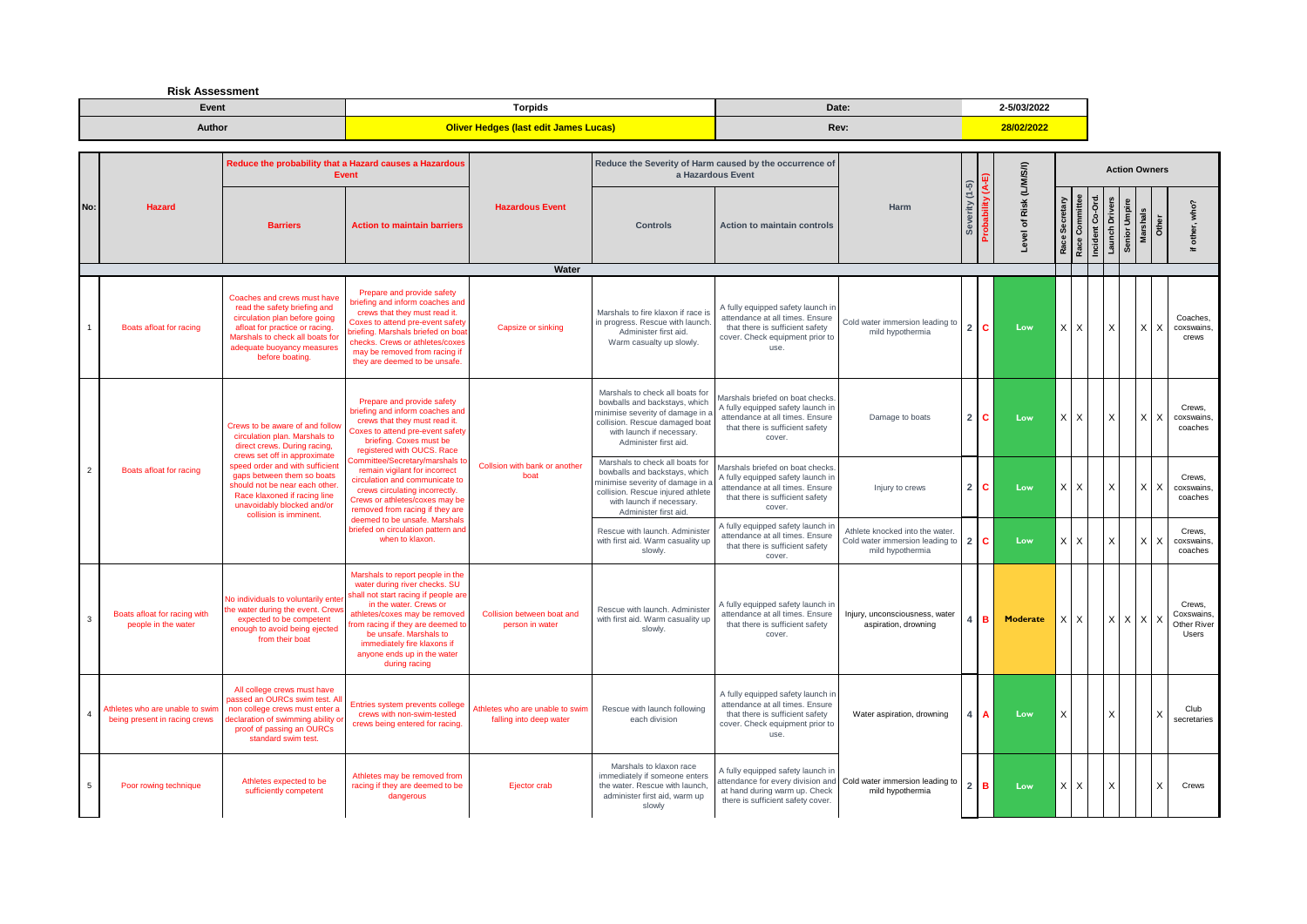**Risk Assessment**

| Event | Torpids | Date: | 2-5/03/2022 |
|---|---|---|---|
| Author | Oliver Hedges (last edit James Lucas) | Rev: | 28/02/2022 |

| No: | Hazard | Reduce the probability that a Hazard causes a Hazardous Event: Barriers | Reduce the probability that a Hazard causes a Hazardous Event: Action to maintain barriers | Hazardous Event | Reduce the Severity of Harm caused by the occurrence of a Hazardous Event: Controls | Reduce the Severity of Harm caused by the occurrence of a Hazardous Event: Action to maintain controls | Harm | Severity (1-5) | Probability (A-E) | Level of Risk (L/M/S/I) | Action Owners: Race Secretary | Race Committee | Incident Co-Ord. | Launch Drivers | Senior Umpire | Marshals | Other | if other, who? |
|---|---|---|---|---|---|---|---|---|---|---|---|---|---|---|---|---|---|---|
| | | | | **Water** | | | | | | | | | | | | | | |
| 1 | Boats afloat for racing | Coaches and crews must have read the safety briefing and circulation plan before going afloat for practice or racing. Marshals to check all boats for adequate buoyancy measures before boating. | Prepare and provide safety briefing and inform coaches and crews that they must read it. Coxes to attend pre-event safety briefing. Marshals briefed on boat checks. Crews or athletes/coxes may be removed from racing if they are deemed to be unsafe. | Capsize or sinking | Marshals to fire klaxon if race is in progress. Rescue with launch. Administer first aid. Warm casualty up slowly. | A fully equipped safety launch in attendance at all times. Ensure that there is sufficient safety cover. Check equipment prior to use. | Cold water immersion leading to mild hypothermia | 2 | C | Low | X | X | | X | | X | X | Coaches, coxswains, crews |
| 2 | Boats afloat for racing | Crews to be aware of and follow circulation plan. Marshals to direct crews. During racing, crews set off in approximate speed order and with sufficient gaps between them so boats should not be near each other. Race klaxoned if racing line unavoidably blocked and/or collision is imminent. | Prepare and provide safety briefing and inform coaches and crews that they must read it. Coxes to attend pre-event safety briefing. Coxes must be registered with OUCS. Race Committee/Secretary/marshals to remain vigilant for incorrect circulation and communicate to crews circulating incorrectly. Crews or athletes/coxes may be removed from racing if they are deemed to be unsafe. Marshals briefed on circulation pattern and when to klaxon. | Collsion with bank or another boat | Marshals to check all boats for bowballs and backstays, which minimise severity of damage in a collision. Rescue damaged boat with launch if necessary. Administer first aid. | Marshals briefed on boat checks. A fully equipped safety launch in attendance at all times. Ensure that there is sufficient safety cover. | Damage to boats | 2 | C | Low | X | X | | X | | X | X | Crews, coxswains, coaches |
| | | | | | Marshals to check all boats for bowballs and backstays, which minimise severity of damage in a collision. Rescue injured athlete with launch if necessary. Administer first aid. | Marshals briefed on boat checks. A fully equipped safety launch in attendance at all times. Ensure that there is sufficient safety cover. | Injury to crews | 2 | C | Low | X | X | | X | | X | X | Crews, coxswains, coaches |
| | | | | | Rescue with launch. Administer with first aid. Warm casualty up slowly. | A fully equipped safety launch in attendance at all times. Ensure that there is sufficient safety cover. | Athlete knocked into the water. Cold water immersion leading to mild hypothermia | 2 | C | Low | X | X | | X | | X | X | Crews, coxswains, coaches |
| 3 | Boats afloat for racing with people in the water | No individuals to voluntarily enter the water during the event. Crews expected to be competent enough to avoid being ejected from their boat | Marshals to report people in the water during river checks. SU shall not start racing if people are in the water. Crews or athletes/coxes may be removed from racing if they are deemed to be unsafe. Marshals to immediately fire klaxons if anyone ends up in the water during racing | Collision between boat and person in water | Rescue with launch. Administer with first aid. Warm casualty up slowly. | A fully equipped safety launch in attendance at all times. Ensure that there is sufficient safety cover. | Injury, unconsciousness, water aspiration, drowning | 4 | B | Moderate | X | X | | X | X | X | X | Crews, Coxswains, Other River Users |
| 4 | Athletes who are unable to swim being present in racing crews | All college crews must have passed an OURCs swim test. All non college crews must enter a declaration of swimming ability or proof of passing an OURCs standard swim test. | Entries system prevents college crews with non-swim-tested crews being entered for racing. | Athletes who are unable to swim falling into deep water | Rescue with launch following each division | A fully equipped safety launch in attendance at all times. Ensure that there is sufficient safety cover. Check equipment prior to use. | Water aspiration, drowning | 4 | A | Low | X | | | X | | | X | Club secretaries |
| 5 | Poor rowing technique | Athletes expected to be sufficiently competent | Athletes may be removed from racing if they are deemed to be dangerous | Ejector crab | Marshals to klaxon race immediately if someone enters the water. Rescue with launch, administer first aid, warm up slowly | A fully equipped safety launch in attendance for every division and at hand during warm up. Check there is sufficient safety cover. | Cold water immersion leading to mild hypothermia | 2 | B | Low | X | X | | X | | | X | Crews |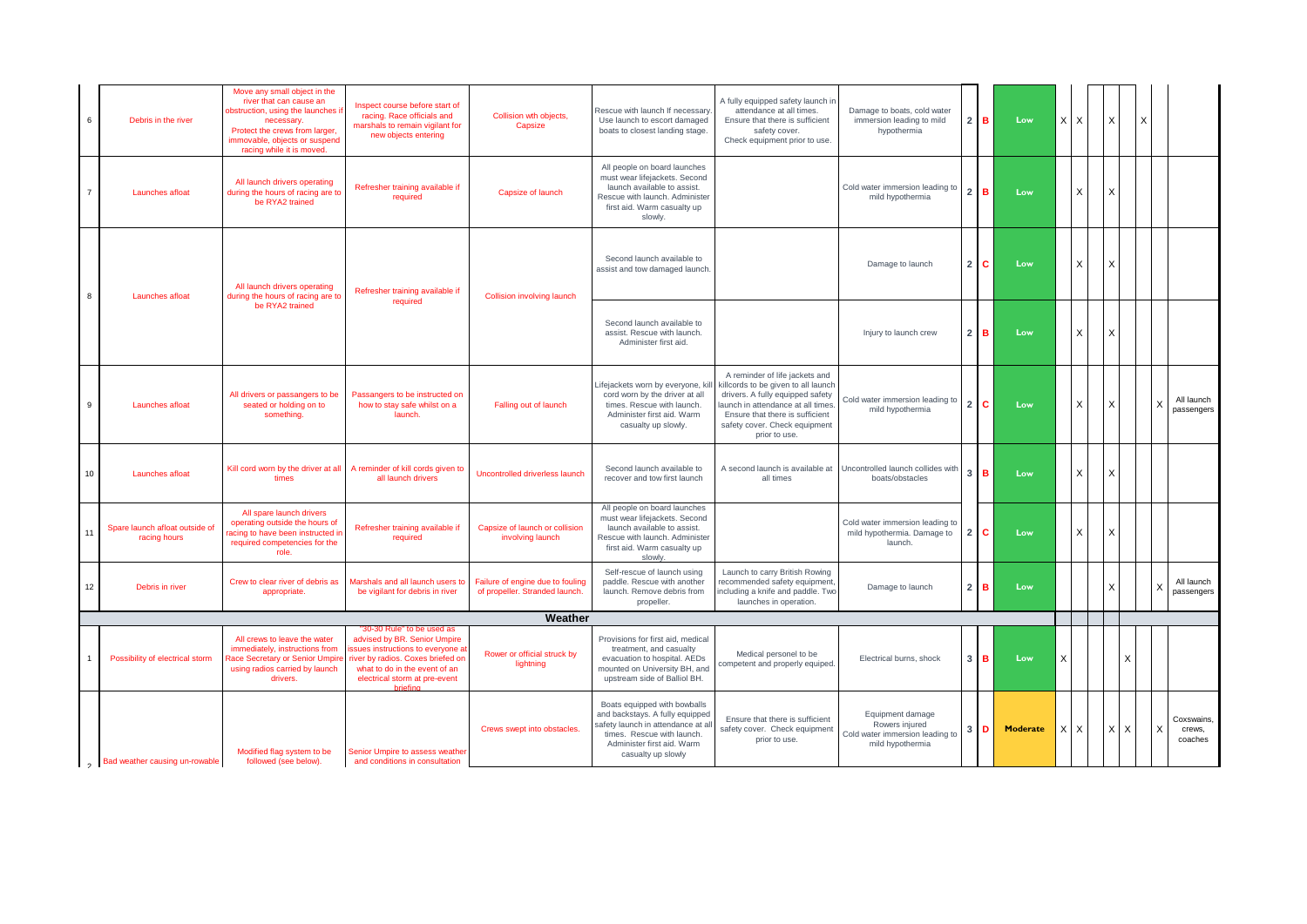| | | | | | | | | | | | | | | | | | |
|---|---|---|---|---|---|---|---|---|---|---|---|---|---|---|---|---|---|
| 6 | Debris in the river | Move any small object in the river that can cause an obstruction, using the launches if necessary. Protect the crews from larger, immovable, objects or suspend racing while it is moved. | Inspect course before start of racing. Race officials and marshals to remain vigilant for new objects entering | Collision wth objects, Capsize | Rescue with launch If necessary. Use launch to escort damaged boats to closest landing stage. | A fully equipped safety launch in attendance at all times. Ensure that there is sufficient safety cover. Check equipment prior to use. | Damage to boats, cold water immersion leading to mild hypothermia | 2 | B | Low | X | X | | X | | X | | |
| 7 | Launches afloat | All launch drivers operating during the hours of racing are to be RYA2 trained | Refresher training available if required | Capsize of launch | All people on board launches must wear lifejackets. Second launch available to assist. Rescue with launch. Administer first aid. Warm casualty up slowly. | | Cold water immersion leading to mild hypothermia | 2 | B | Low | | X | | X | | | | |
| 8 | Launches afloat | All launch drivers operating during the hours of racing are to be RYA2 trained | Refresher training available if required | Collision involving launch | Second launch available to assist and tow damaged launch. | | Damage to launch | 2 | C | Low | | X | | X | | | | |
| | | | | | Second launch available to assist. Rescue with launch. Administer first aid. | | Injury to launch crew | 2 | B | Low | | X | | X | | | | |
| 9 | Launches afloat | All drivers or passangers to be seated or holding on to something. | Passangers to be instructed on how to stay safe whilst on a launch. | Falling out of launch | Lifejackets worn by everyone, kill cord worn by the driver at all times. Rescue with launch. Administer first aid. Warm casualty up slowly. | A reminder of life jackets and killcords to be given to all launch drivers. A fully equipped safety launch in attendance at all times. Ensure that there is sufficient safety cover. Check equipment prior to use. | Cold water immersion leading to mild hypothermia | 2 | C | Low | | X | | X | | | X | All launch passengers |
| 10 | Launches afloat | Kill cord worn by the driver at all times | A reminder of kill cords given to all launch drivers | Uncontrolled driverless launch | Second launch available to recover and tow first launch | A second launch is available at all times | Uncontrolled launch collides with boats/obstacles | 3 | B | Low | | X | | X | | | | |
| 11 | Spare launch afloat outside of racing hours | All spare launch drivers operating outside the hours of racing to have been instructed in required competencies for the role. | Refresher training available if required | Capsize of launch or collision involving launch | All people on board launches must wear lifejackets. Second launch available to assist. Rescue with launch. Administer first aid. Warm casualty up slowly. | | Cold water immersion leading to mild hypothermia. Damage to launch. | 2 | C | Low | | X | | X | | | | |
| 12 | Debris in river | Crew to clear river of debris as appropriate. | Marshals and all launch users to be vigilant for debris in river | Failure of engine due to fouling of propeller. Stranded launch. | Self-rescue of launch using paddle. Rescue with another launch. Remove debris from propeller. | Launch to carry British Rowing recommended safety equipment, including a knife and paddle. Two launches in operation. | Damage to launch | 2 | B | Low | | | | X | | | X | All launch passengers |
| | | | | | **Weather** | | | | | | | | | | | | | |
| 1 | Possibility of electrical storm | All crews to leave the water immediately, instructions from Race Secretary or Senior Umpire using radios carried by launch drivers. | "30-30 Rule" to be used as advised by BR, Senior Umpire issues instructions to everyone at river by radios. Coxes briefed on what to do in the event of an electrical storm at pre-event briefing | Rower or official struck by lightning | Provisions for first aid, medical treatment, and casualty evacuation to hospital. AEDs mounted on University BH, and upstream side of Balliol BH. | Medical personel to be competent and properly equiped. | Electrical burns, shock | 3 | B | Low | X | | | | X | | | |
| 2 | Bad weather causing un-rowable | Modified flag system to be followed (see below). | Senior Umpire to assess weather and conditions in consultation | Crews swept into obstacles. | Boats equipped with bowballs and backstays. A fully equipped safety launch in attendance at all times. Rescue with launch. Administer first aid. Warm casualty up slowly | Ensure that there is sufficient safety cover. Check equipment prior to use. | Equipment damage Rowers injured Cold water immersion leading to mild hypothermia | 3 | D | **Moderate** | X | X | | X | X | | X | Coxswains, crews, coaches |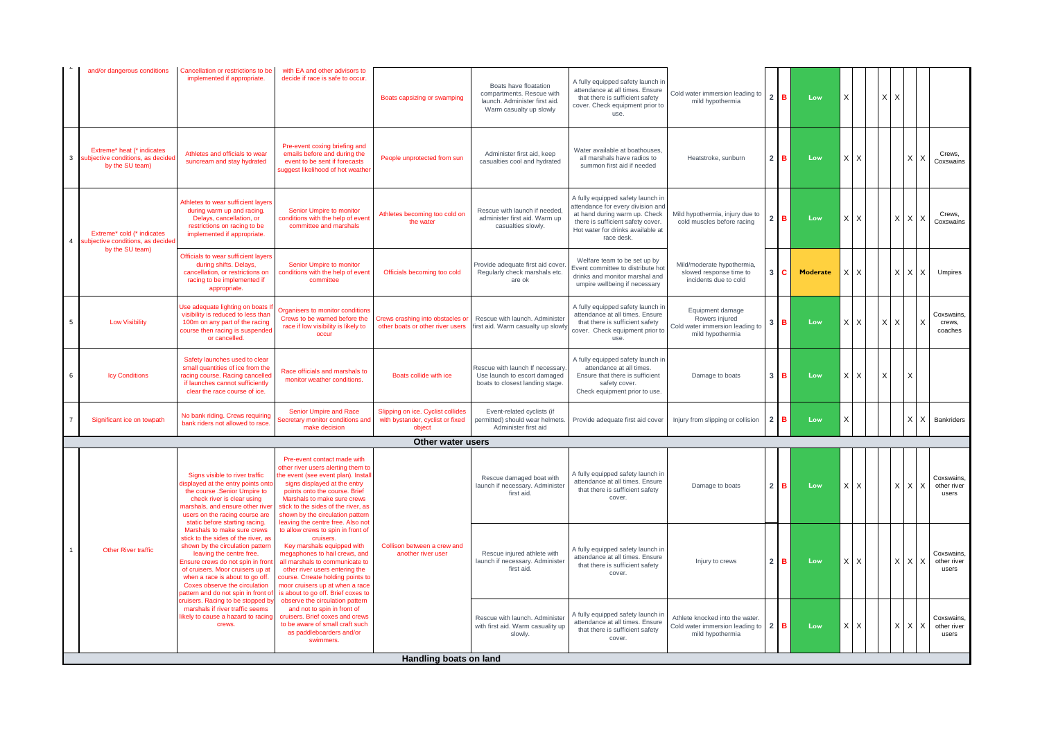| | | | | | | | | | | | | | | | | | |
|---|---|---|---|---|---|---|---|---|---|---|---|---|---|---|---|---|---|
| | and/or dangerous conditions | Cancellation or restrictions to be implemented if appropriate. | with EA and other advisors to decide if race is safe to occur. | Boats capsizing or swamping | Boats have floatation compartments. Rescue with launch. Administer first aid. Warm casualty up slowly | A fully equipped safety launch in attendance at all times. Ensure that there is sufficient safety cover. Check equipment prior to use. | Cold water immersion leading to mild hypothermia | 2 | B | Low | X | | | X | X | | | |
| 3 | Extreme* heat (* indicates subjective conditions, as decided by the SU team) | Athletes and officials to wear suncream and stay hydrated | Pre-event coxing briefing and emails before and during the event to be sent if forecasts suggest likelihood of hot weather | People unprotected from sun | Administer first aid, keep casualties cool and hydrated | Water available at boathouses, all marshals have radios to summon first aid if needed | Heatstroke, sunburn | 2 | B | Low | X | X | | | | X | X | Crews, Coxswains |
| 4 | Extreme* cold (* indicates subjective conditions, as decided by the SU team) | Athletes to wear sufficient layers during warm up and racing. Delays, cancellation, or restrictions on racing to be implemented if appropriate. | Senior Umpire to monitor conditions with the help of event committee and marshals | Athletes becoming too cold on the water | Rescue with launch if needed, administer first aid. Warm up casualties slowly. | A fully equipped safety launch in attendance for every division and at hand during warm up. Check there is sufficient safety cover. Hot water for drinks available at race desk. | Mild hypothermia, injury due to cold muscles before racing | 2 | B | Low | X | X | | | X | X | X | Crews, Coxswains |
| | | Officials to wear sufficient layers during shifts. Delays, cancellation, or restrictions on racing to be implemented if appropriate. | Senior Umpire to monitor conditions with the help of event committee | Officials becoming too cold | Provide adequate first aid cover. Regularly check marshals etc. are ok | Welfare team to be set up by Event committee to distribute hot drinks and monitor marshal and umpire wellbeing if necessary | Mild/moderate hypothermia, slowed response time to incidents due to cold | 3 | C | Moderate | X | X | | | X | X | X | Umpires |
| 5 | Low Visibility | Use adequate lighting on boats If visibility is reduced to less than 100m on any part of the racing course then racing is suspended or cancelled. | Organisers to monitor conditions Crews to be warned before the race if low visibility is likely to occur | Crews crashing into obstacles or other boats or other river users | Rescue with launch. Administer first aid. Warm casualty up slowly | A fully equipped safety launch in attendance at all times. Ensure that there is sufficient safety cover. Check equipment prior to use. | Equipment damage Rowers injured Cold water immersion leading to mild hypothermia | 3 | B | Low | X | X | | X | X | | X | Coxswains, crews, coaches |
| 6 | Icy Conditions | Safety launches used to clear small quantities of ice from the racing course. Racing cancelled if launches cannot sufficiently clear the race course of ice. | Race officials and marshals to monitor weather conditions. | Boats collide with ice | Rescue with launch If necessary. Use launch to escort damaged boats to closest landing stage. | A fully equipped safety launch in attendance at all times. Ensure that there is sufficient safety cover. Check equipment prior to use. | Damage to boats | 3 | B | Low | X | X | | X | | X | | |
| 7 | Significant ice on towpath | No bank riding. Crews requiring bank riders not allowed to race. | Senior Umpire and Race Secretary monitor conditions and make decision | Slipping on ice. Cyclist collides with bystander, cyclist or fixed object | Event-related cyclists (if permitted) should wear helmets. Administer first aid | Provide adequate first aid cover | Injury from slipping or collision | 2 | B | Low | X | | | | | X | X | Bankriders |
| **Other water users** | | | | | | | | | | | | | | | | | | |
| 1 | Other River traffic | Signs visible to river traffic displayed at the entry points onto the course .Senior Umpire to check river is clear using marshals, and ensure other river users on the racing course are static before starting racing. Marshals to make sure crews stick to the sides of the river, as shown by the circulation pattern leaving the centre free. Ensure crews do not spin in front of cruisers. Moor cruisers up at when a race is about to go off. Coxes observe the circulation pattern and do not spin in front of cruisers. Racing to be stopped by marshals if river traffic seems likely to cause a hazard to racing crews. | Pre-event contact made with other river users alerting them to the event (see event plan). Install signs displayed at the entry points onto the course. Brief Marshals to make sure crews stick to the sides of the river, as shown by the circulation pattern leaving the centre free. Also not to allow crews to spin in front of cruisers. Key marshals equipped with megaphones to hail crews, and all marshals to communicate to other river users entering the course. Crreate holding points to moor cruisers up at when a race is about to go off. Brief coxes to observe the circulation pattern and not to spin in front of cruisers. Brief coxes and crews to be aware of small craft such as paddleboarders and/or swimmers. | Collison between a crew and another river user | Rescue damaged boat with launch if necessary. Administer first aid. | A fully equipped safety launch in attendance at all times. Ensure that there is sufficient safety cover. | Damage to boats | 2 | B | Low | X | X | | | X | X | X | Coxswains, other river users |
| | | | | | Rescue injured athlete with launch if necessary. Administer first aid. | A fully equipped safety launch in attendance at all times. Ensure that there is sufficient safety cover. | Injury to crews | 2 | B | Low | X | X | | | X | X | X | Coxswains, other river users |
| | | | | | Rescue with launch. Administer with first aid. Warm casualty up slowly. | A fully equipped safety launch in attendance at all times. Ensure that there is sufficient safety cover. | Athlete knocked into the water. Cold water immersion leading to mild hypothermia | 2 | B | Low | X | X | | | X | X | X | Coxswains, other river users |
| **Handling boats on land** | | | | | | | | | | | | | | | | | | |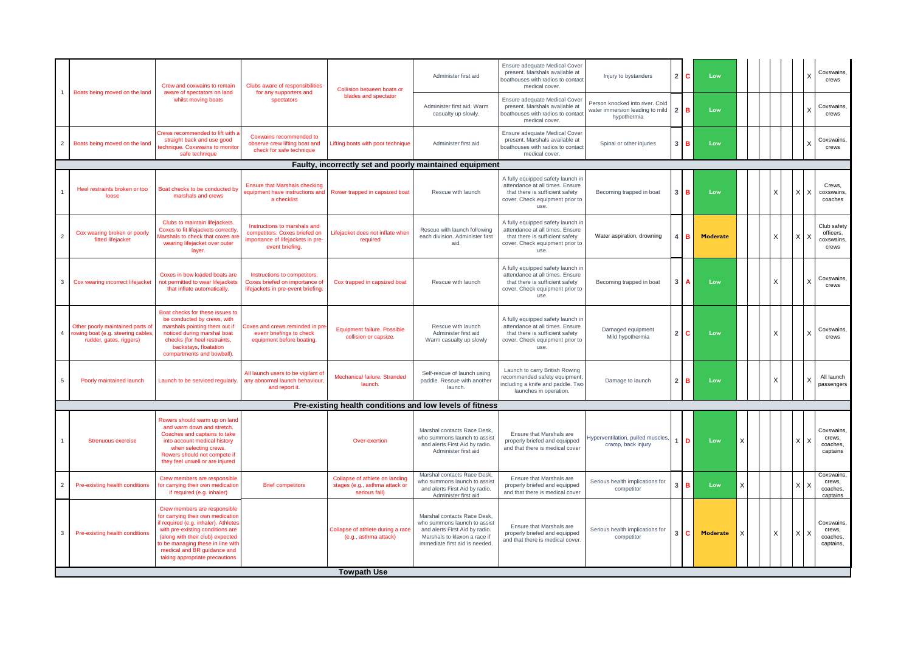| | | | | | | | | | | | | | | | | | |
|---|---|---|---|---|---|---|---|---|---|---|---|---|---|---|---|---|---|
| 1 | Boats being moved on the land | Crew and coxwains to remain aware of spectators on land whilst moving boats | Clubs aware of responsibilities for any supporters and spectators | Collision between boats or blades and spectator | Administer first aid | Ensure adequate Medical Cover present. Marshals available at boathouses with radios to contact medical cover. | Injury to bystanders | 2 | C | Low | | | | | | | X | Coxswains, crews |
| | | | | | Administer first aid. Warm casualty up slowly. | Ensure adequate Medical Cover present. Marshals available at boathouses with radios to contact medical cover. | Person knocked into river. Cold water immersion leading to mild hypothermia | 2 | B | Low | | | | | | | X | Coxswains, crews |
| 2 | Boats being moved on the land | Crews recommended to lift with a straight back and use good technique. Coxswains to monitor safe technique | Coxwains recommended to observe crew lifting boat and check for safe technique | Lifting boats with poor technique | Administer first aid | Ensure adequate Medical Cover present. Marshals available at boathouses with radios to contact medical cover. | Spinal or other injuries | 3 | B | Low | | | | | | | X | Coxswains, crews |
| **Faulty, incorrectly set and poorly maintained equipment** | | | | | | | | | | | | | | | | | |
| 1 | Heel restraints broken or too loose | Boat checks to be conducted by marshals and crews | Ensure that Marshals checking equipment have instructions and a checklist | Rower trapped in capsized boat | Rescue with launch | A fully equipped safety launch in attendance at all times. Ensure that there is sufficient safety cover. Check equipment prior to use. | Becoming trapped in boat | 3 | B | Low | | | | X | | X | X | Crews, coxswains, coaches |
| 2 | Cox wearing broken or poorly fitted lifejacket | Clubs to maintain lifejackets. Coxes to fit lifejackets correctly. Marshals to check that coxes are wearing lifejacket over outer layer. | Instructions to marshals and competitors. Coxes briefed on importance of lifejackets in pre-event briefing. | Lifejacket does not inflate when required | Rescue with launch following each division. Administer first aid. | A fully equipped safety launch in attendance at all times. Ensure that there is sufficient safety cover. Check equipment prior to use. | Water aspiration, drowning | 4 | B | Moderate | | | | X | | X | X | Club safety officers, coxswains, crews |
| 3 | Cox wearing incorrect lifejacket | Coxes in bow loaded boats are not permitted to wear lifejackets that inflate automatically. | Instructions to competitors. Coxes briefed on importance of lifejackets in pre-event briefing. | Cox trapped in capsized boat | Rescue with launch | A fully equipped safety launch in attendance at all times. Ensure that there is sufficient safety cover. Check equipment prior to use. | Becoming trapped in boat | 3 | A | Low | | | | X | | | X | Coxswains, crews |
| 4 | Other poorly maintained parts of rowing boat (e.g. steering cables, rudder, gates, riggers) | Boat checks for these issues to be conducted by crews, with marshals pointing them out if noticed during marshal boat checks (for heel restraints, backstays, floatation compartments and bowball). | Coxes and crews reminded in pre-evenr briefings to check equipment before boating. | Equipment failure. Possible collision or capsize. | Rescue with launch Administer first aid Warm casualty up slowly | A fully equipped safety launch in attendance at all times. Ensure that there is sufficient safety cover. Check equipment prior to use. | Damaged equipment Mild hypothermia | 2 | C | Low | | | | X | | | X | Coxswains, crews |
| 5 | Poorly maintained launch | Launch to be serviced regularly. | All launch users to be vigilant of any abnormal launch behaviour, and report it. | Mechanical failure. Stranded launch. | Self-rescue of launch using paddle. Rescue with another launch. | Launch to carry British Rowing recommended safety equipment, including a knife and paddle. Two launches in operation. | Damage to launch | 2 | B | Low | | | | X | | | X | All launch passengers |
| **Pre-existing health conditions and low levels of fitness** | | | | | | | | | | | | | | | | | |
| 1 | Strenuous exercise | Rowers should warm up on land and warm down and stretch. Coaches and captains to take into account medical history when selecting crews. Rowers should not compete if they feel unwell or are injured | | Over-exertion | Marshal contacts Race Desk, who summons launch to assist and alerts First Aid by radio. Administer first aid | Ensure that Marshals are properly briefed and equipped and that there is medical cover | Hyperventilation, pulled muscles, cramp, back injury | 1 | D | Low | X | | | | | X | X | Coxswains, crews, coaches, captains |
| 2 | Pre-existing health conditions | Crew members are responsible for carrying their own medication if required (e.g. inhaler) | Brief competitors | Collapse of athlete on landing stages (e.g., asthma attack or serious fall) | Marshal contacts Race Desk, who summons launch to assist and alerts First Aid by radio. Administer first aid | Ensure that Marshals are properly briefed and equipped and that there is medical cover | Serious health implications for competitor | 3 | B | Low | X | | | | | X | X | Coxswains, crews, coaches, captains |
| 3 | Pre-existing health conditions | Crew members are responsible for carrying their own medication if required (e.g. inhaler). Athletes with pre-existing conditions are (along with their club) expected to be managing these in line with medical and BR guidance and taking appropriate precautions | | Collapse of athlete during a race (e.g., asthma attack) | Marshal contacts Race Desk, who summons launch to assist and alerts First Aid by radio. Marshals to klaxon a race if immediate first aid is needed. | Ensure that Marshals are properly briefed and equipped and that there is medical cover. | Serious health implications for competitor | 3 | C | Moderate | X | | | X | | X | X | Coxswains, crews, coaches, captains, |
| **Towpath Use** | | | | | | | | | | | | | | | | | |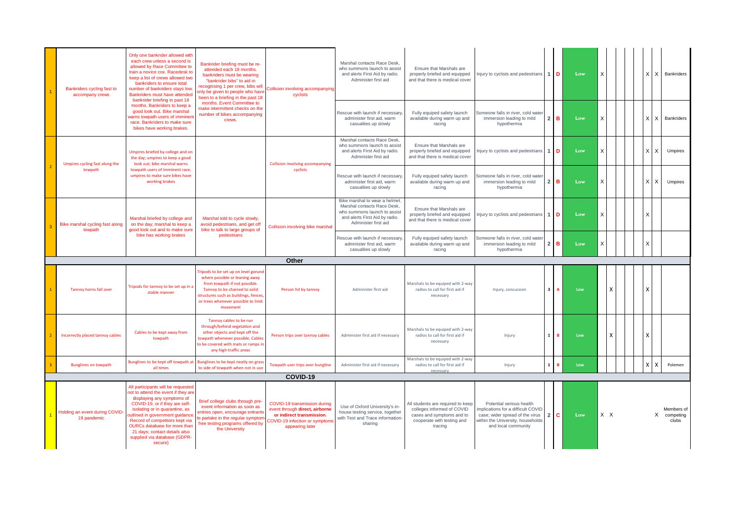| | | | | | | | | | | | | | | | | | | | |
|---|---|---|---|---|---|---|---|---|---|---|---|---|---|---|---|---|---|---|---|
| 1 | Bankriders cycling fast to accompany crews | Only one bankrider allowed with each crew unless a second is allowed by Race Committee to train a novice cox. Racedesk to keep a list of crews allowed two bankriders to ensure total number of bankriders stays low. Bankriders must have attended bankrider briefing in past 18 months. Bankriders to keep a good look out. Bike marshal warns towpath users of imminent race. Bankriders to make sure bikes have working brakes. | Bankrider briefing must be re-attended each 18 months. bankriders must be wearing "bankrider bibs" to aid in recognising 1 per crew, bibs will only be given to people who have been to a briefing in the past 18 months. Event Committee to make intermittent checks on the number of bikes accompanying crews. | Collision involving accompanying cyclists | Marshal contacts Race Desk, who summons launch to assist and alerts First Aid by radio. Administer first aid | Ensure that Marshals are properly briefed and equipped and that there is medical cover | Injury to cyclists and pedestrians | 1 | D | Low | X | | | | | X | X | Bankriders |
| | | | | | Rescue with launch if necessary, administer first aid, warm casualties up slowly | Fully equiped safety launch available during warm up and racing | Someone falls in river, cold water immersion leading to mild hypothermia | 2 | B | Low | X | | | | | X | X | Bankriders |
| 2 | Umpires cycling fast along the towpath | Umpires briefed by college and on the day; umpires to keep a good look out; bike marshal warns towpath users of imminent race; umpires to make sure bikes have working brakes | | Collision involving accompanying cyclists | Marshal contacts Race Desk, who summons launch to assist and alerts First Aid by radio. Administer first aid | Ensure that Marshals are properly briefed and equipped and that there is medical cover | Injury to cyclists and pedestrians | 1 | D | Low | X | | | | | X | X | Umpires |
| | | | | | Rescue with launch if necessary, administer first aid, warm casualties up slowly | Fully equiped safety launch available during warm up and racing | Someone falls in river, cold water immersion leading to mild hypothermia | 2 | B | Low | X | | | | | X | X | Umpires |
| 3 | Bike marshal cycling fast along towpath | Marshal briefed by college and on the day; marshal to keep a good look out and to make sure bike has working brakes | Marshal told to cycle slowly, avoid pedestrians, and get off bike to talk to large groups of pedestrians | Collision involving bike marshal | Bike marshal to wear a helmet. Marshal contacts Race Desk, who summons launch to assist and alerts First Aid by radio. Administer first aid | Ensure that Marshals are properly briefed and equipped and that there is medical cover | Injury to cyclists and pedestrians | 1 | D | Low | X | | | | | X | | |
| | | | | | Rescue with launch if necessary, administer first aid, warm casualties up slowly | Fully equiped safety launch available during warm up and racing | Someone falls in river, cold water immersion leading to mild hypothermia | 2 | B | Low | X | | | | | X | | |
| | | | | **Other** | | | | | | | | | | | | | | |
| 1 | Tannoy horns fall over | Tripods for tannoy to be set up in a stable manner | Tripods to be set up on level gorund where possible or leaning away from towpath if not possible. Tannoy to be chained to solid structures such as buildings, fences, or trees whenever possible to limit movement | Person hit by tannoy | Administer first aid | Marshals to be equiped with 2-way radios to call for first aid if necessary | Injury, concussion | 3 | A | Low | | X | | | | X | | |
| 2 | Incorrectly placed tannoy cables | Cables to be kept away from towpath | Tannoy cables to be run through/behind vegetation and other objects and kept off the towpath whenever possible. Cables to be covered with mats or ramps in any high-traffic areas | Person trips over tannoy cables | Administer first aid if necessary | Marshals to be equiped with 2-way radios to call for first aid if necessary | Injury | 1 | B | Low | | X | | | | X | | |
| 3 | Bunglines on towpath | Bunglines to be kept off towpath at all times | Bunglines to be kept neatly on grass to side of towpath when not in use | Towpath user trips over bungline | Administer first aid if necessary | Marshals to be equiped with 2-way radios to call for first aid if necessary | Injury | 1 | B | Low | | | | | | X | X | Polemen |
| | | | | **COVID-19** | | | | | | | | | | | | | | |
| 1 | Holding an event during COVID-19 pandemic | All participants will be requested not to attend the event if they are displaying any symptoms of COVID-19, or if they are self-isolating or in quarantine, as outlined in government guidance. Record of competitors kept via OURCs database for more than 21 days; contact details also supplied via database (GDPR-secure) | Brief college clubs through pre-event information as soon as entries open, encourage entrants to partake in the regular symptom-free testing programs offered by the University | COVID-19 transmission during event through **direct, airborne or indirect transmission**. COVID-19 infection or symptoms appearing later | Use of Oxford University's in-house testing service, together with Test and Trace information-sharing | All students are required to keep colleges informed of COVID cases and symptoms and to cooperate with testing and tracing | Potential serious health implications for a difficult COVID case; wider spread of the virus within the University, households and local community | 2 | C | Low | X | X | | | | | X | Members of competing clubs |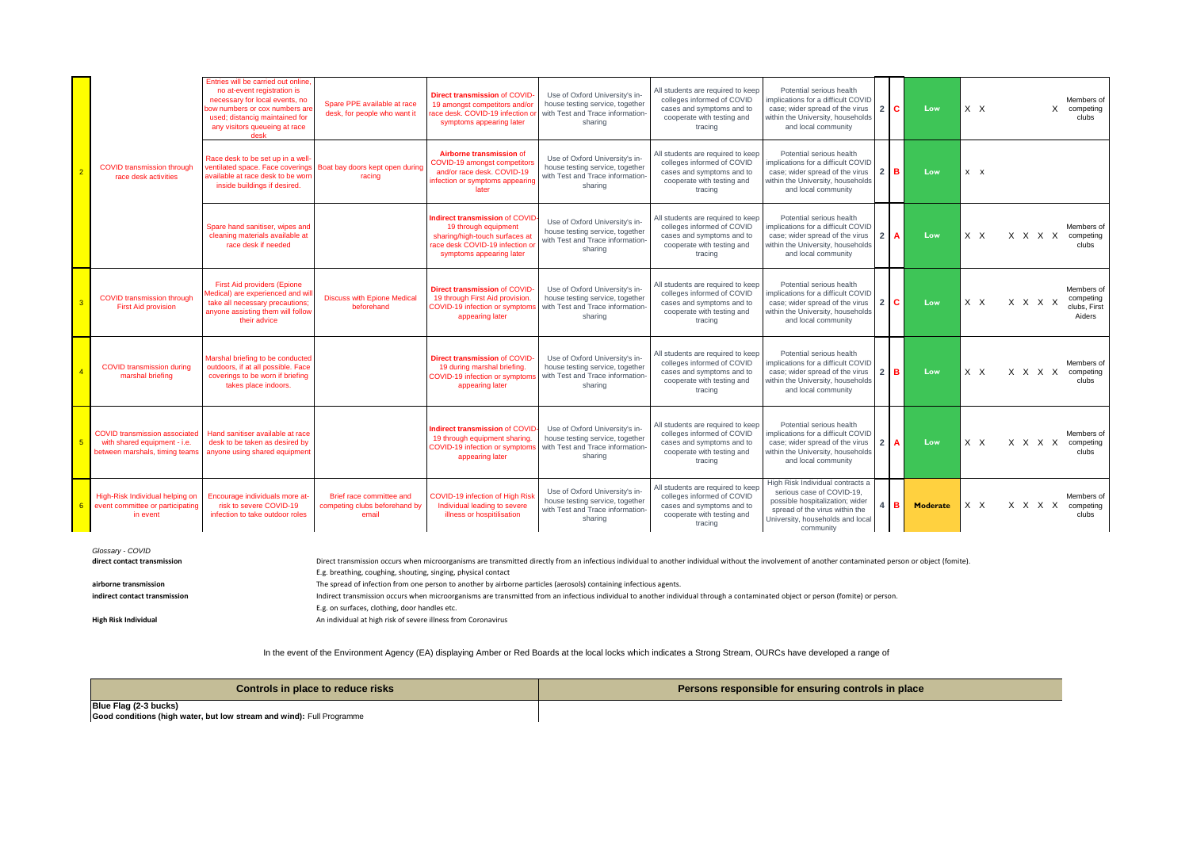| | | | | | | | | | | | | | | | | | | |
|---|---|---|---|---|---|---|---|---|---|---|---|---|---|---|---|---|---|---|
| 2 | COVID transmission through race desk activities | Entries will be carried out online, no at-event registration is necessary for local events, no bow numbers or cox numbers are used; distancig maintained for any visitors queueing at race desk | Spare PPE available at race desk, for people who want it | **Direct transmission** of COVID-19 amongst competitors and/or race desk. COVID-19 infection or symptoms appearing later | Use of Oxford University's in-house testing service, together with Test and Trace information-sharing | All students are required to keep colleges informed of COVID cases and symptoms and to cooperate with testing and tracing | Potential serious health implications for a difficult COVID case; wider spread of the virus within the University, households and local community | 2 | C | Low | X | X | | | | | X | Members of competing clubs |
| | | Race desk to be set up in a well-ventilated space. Face coverings available at race desk to be worn inside buildings if desired. | Boat bay doors kept open during racing | **Airborne transmission** of COVID-19 amongst competitors and/or race desk. COVID-19 infection or symptoms appearing later | Use of Oxford University's in-house testing service, together with Test and Trace information-sharing | All students are required to keep colleges informed of COVID cases and symptoms and to cooperate with testing and tracing | Potential serious health implications for a difficult COVID case; wider spread of the virus within the University, households and local community | 2 | B | Low | x | x | | | | | | |
| | | Spare hand sanitiser, wipes and cleaning materials available at race desk if needed | | **Indirect transmission** of COVID-19 through equipment sharing/high-touch surfaces at race desk COVID-19 infection or symptoms appearing later | Use of Oxford University's in-house testing service, together with Test and Trace information-sharing | All students are required to keep colleges informed of COVID cases and symptoms and to cooperate with testing and tracing | Potential serious health implications for a difficult COVID case; wider spread of the virus within the University, households and local community | 2 | A | Low | X | X | | X | X | X | X | Members of competing clubs |
| 3 | COVID transmission through First Aid provision | First Aid providers (Epione Medical) are experienced and will take all necessary precautions; anyone assisting them will follow their advice | Discuss with Epione Medical beforehand | **Direct transmission** of COVID-19 through First Aid provision. COVID-19 infection or symptoms appearing later | Use of Oxford University's in-house testing service, together with Test and Trace information-sharing | All students are required to keep colleges informed of COVID cases and symptoms and to cooperate with testing and tracing | Potential serious health implications for a difficult COVID case; wider spread of the virus within the University, households and local community | 2 | C | Low | X | X | | X | X | X | X | Members of competing clubs, First Aiders |
| 4 | COVID transmission during marshal briefing | Marshal briefing to be conducted outdoors, if at all possible. Face coverings to be worn if briefing takes place indoors. | | **Direct transmission** of COVID-19 during marshal briefing. COVID-19 infection or symptoms appearing later | Use of Oxford University's in-house testing service, together with Test and Trace information-sharing | All students are required to keep colleges informed of COVID cases and symptoms and to cooperate with testing and tracing | Potential serious health implications for a difficult COVID case; wider spread of the virus within the University, households and local community | 2 | B | Low | X | X | | X | X | X | X | Members of competing clubs |
| 5 | COVID transmission associated with shared equipment - i.e. between marshals, timing teams | Hand sanitiser available at race desk to be taken as desired by anyone using shared equipment | | **Indirect transmission** of COVID-19 through equipment sharing. COVID-19 infection or symptoms appearing later | Use of Oxford University's in-house testing service, together with Test and Trace information-sharing | All students are required to keep colleges informed of COVID cases and symptoms and to cooperate with testing and tracing | Potential serious health implications for a difficult COVID case; wider spread of the virus within the University, households and local community | 2 | A | Low | X | X | | X | X | X | X | Members of competing clubs |
| 6 | High-Risk Individual helping on event committee or participating in event | Encourage individuals more at-risk to severe COVID-19 infection to take outdoor roles | Brief race committee and competing clubs beforehand by email | COVID-19 infection of High Risk Individual leading to severe illness or hospitilisation | Use of Oxford University's in-house testing service, together with Test and Trace information-sharing | All students are required to keep colleges informed of COVID cases and symptoms and to cooperate with testing and tracing | High Risk Individual contracts a serious case of COVID-19, possible hospitalization; wider spread of the virus within the University, households and local community | 4 | B | Moderate | X | X | | X | X | X | X | Members of competing clubs |

*Glossary - COVID*

**direct contact transmission** — Direct transmission occurs when microorganisms are transmitted directly from an infectious individual to another individual without the involvement of another contaminated person or object (fomite).
E.g. breathing, coughing, shouting, singing, physical contact

**airborne transmission** — The spread of infection from one person to another by airborne particles (aerosols) containing infectious agents.

**indirect contact transmission** — Indirect transmission occurs when microorganisms are transmitted from an infectious individual to another individual through a contaminated object or person (fomite) or person.
E.g. on surfaces, clothing, door handles etc.

**High Risk Individual** — An individual at high risk of severe illness from Coronavirus

In the event of the Environment Agency (EA) displaying Amber or Red Boards at the local locks which indicates a Strong Stream, OURCs have developed a range of

| Controls in place to reduce risks | Persons responsible for ensuring controls in place |
|---|---|
| **Blue Flag (2-3 bucks)**<br>**Good conditions (high water, but low stream and wind):** Full Programme | |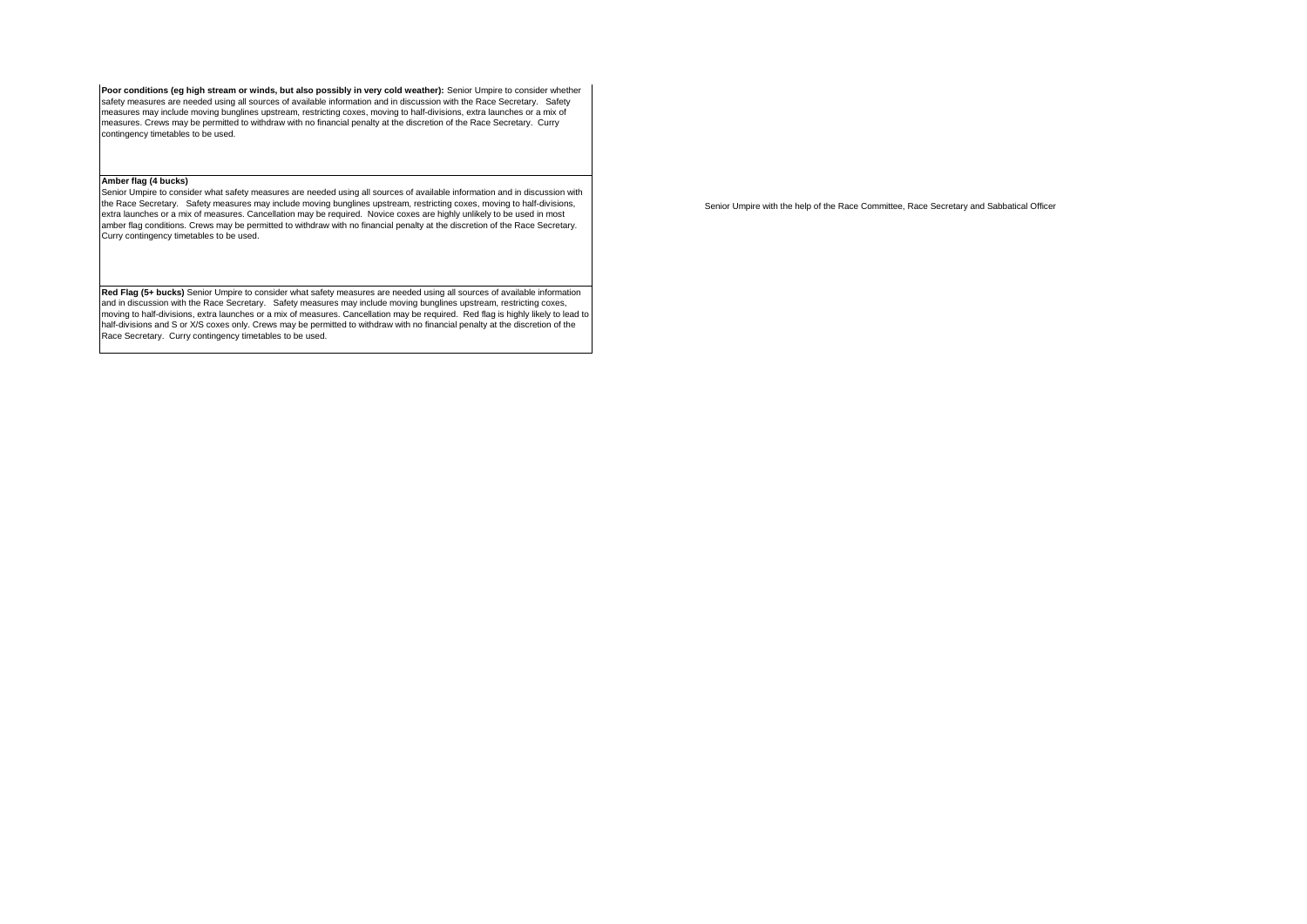| | |
|---|---|
| **Poor conditions (eg high stream or winds, but also possibly in very cold weather):** Senior Umpire to consider whether safety measures are needed using all sources of available information and in discussion with the Race Secretary. Safety measures may include moving bunglines upstream, restricting coxes, moving to half-divisions, extra launches or a mix of measures. Crews may be permitted to withdraw with no financial penalty at the discretion of the Race Secretary. Curry contingency timetables to be used. | |
| **Amber flag (4 bucks)** Senior Umpire to consider what safety measures are needed using all sources of available information and in discussion with the Race Secretary. Safety measures may include moving bunglines upstream, restricting coxes, moving to half-divisions, extra launches or a mix of measures. Cancellation may be required. Novice coxes are highly unlikely to be used in most amber flag conditions. Crews may be permitted to withdraw with no financial penalty at the discretion of the Race Secretary. Curry contingency timetables to be used. | Senior Umpire with the help of the Race Committee, Race Secretary and Sabbatical Officer |
| **Red Flag (5+ bucks)** Senior Umpire to consider what safety measures are needed using all sources of available information and in discussion with the Race Secretary. Safety measures may include moving bunglines upstream, restricting coxes, moving to half-divisions, extra launches or a mix of measures. Cancellation may be required. Red flag is highly likely to lead to half-divisions and S or X/S coxes only. Crews may be permitted to withdraw with no financial penalty at the discretion of the Race Secretary. Curry contingency timetables to be used. | |